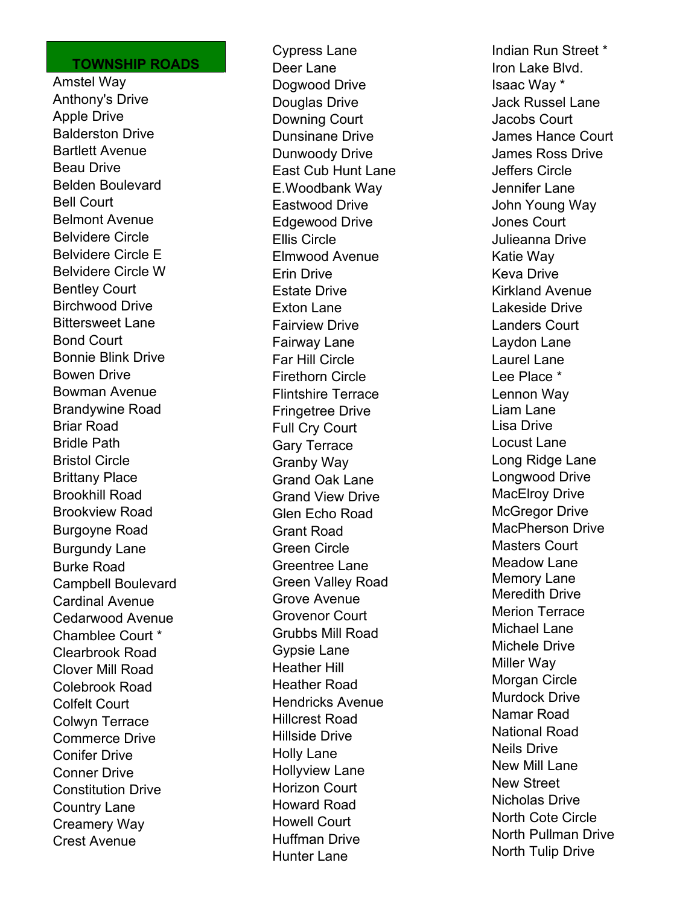## TOWNSHIP ROADS

Amstel Way
Anthony's Drive
Apple Drive
Balderston Drive
Bartlett Avenue
Beau Drive
Belden Boulevard
Bell Court
Belmont Avenue
Belvidere Circle
Belvidere Circle E
Belvidere Circle W
Bentley Court
Birchwood Drive
Bittersweet Lane
Bond Court
Bonnie Blink Drive
Bowen Drive
Bowman Avenue
Brandywine Road
Briar Road
Bridle Path
Bristol Circle
Brittany Place
Brookhill Road
Brookview Road
Burgoyne Road
Burgundy Lane
Burke Road
Campbell Boulevard
Cardinal Avenue
Cedarwood Avenue
Chamblee Court *
Clearbrook Road
Clover Mill Road
Colebrook Road
Colfelt Court
Colwyn Terrace
Commerce Drive
Conifer Drive
Conner Drive
Constitution Drive
Country Lane
Creamery Way
Crest Avenue
Cypress Lane
Deer Lane
Dogwood Drive
Douglas Drive
Downing Court
Dunsinane Drive
Dunwoody Drive
East Cub Hunt Lane
E.Woodbank Way
Eastwood Drive
Edgewood Drive
Ellis Circle
Elmwood Avenue
Erin Drive
Estate Drive
Exton Lane
Fairview Drive
Fairway Lane
Far Hill Circle
Firethorn Circle
Flintshire Terrace
Fringetree Drive
Full Cry Court
Gary Terrace
Granby Way
Grand Oak Lane
Grand View Drive
Glen Echo Road
Grant Road
Green Circle
Greentree Lane
Green Valley Road
Grove Avenue
Grovenor Court
Grubbs Mill Road
Gypsie Lane
Heather Hill
Heather Road
Hendricks Avenue
Hillcrest Road
Hillside Drive
Holly Lane
Hollyview Lane
Horizon Court
Howard Road
Howell Court
Huffman Drive
Hunter Lane
Indian Run Street *
Iron Lake Blvd.
Isaac Way *
Jack Russel Lane
Jacobs Court
James Hance Court
James Ross Drive
Jeffers Circle
Jennifer Lane
John Young Way
Jones Court
Julieanna Drive
Katie Way
Keva Drive
Kirkland Avenue
Lakeside Drive
Landers Court
Laydon Lane
Laurel Lane
Lee Place *
Lennon Way
Liam Lane
Lisa Drive
Locust Lane
Long Ridge Lane
Longwood Drive
MacElroy Drive
McGregor Drive
MacPherson Drive
Masters Court
Meadow Lane
Memory Lane
Meredith Drive
Merion Terrace
Michael Lane
Michele Drive
Miller Way
Morgan Circle
Murdock Drive
Namar Road
National Road
Neils Drive
New Mill Lane
New Street
Nicholas Drive
North Cote Circle
North Pullman Drive
North Tulip Drive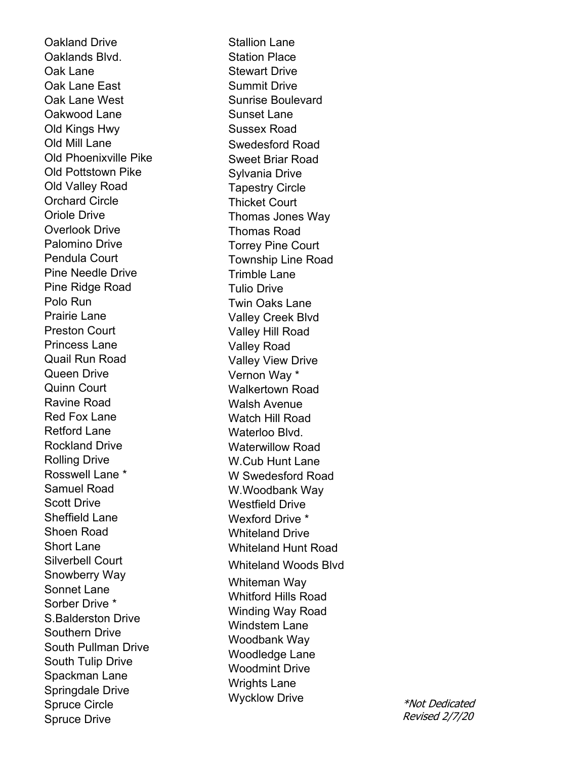Oakland Drive
Oaklands Blvd.
Oak Lane
Oak Lane East
Oak Lane West
Oakwood Lane
Old Kings Hwy
Old Mill Lane
Old Phoenixville Pike
Old Pottstown Pike
Old Valley Road
Orchard Circle
Oriole Drive
Overlook Drive
Palomino Drive
Pendula Court
Pine Needle Drive
Pine Ridge Road
Polo Run
Prairie Lane
Preston Court
Princess Lane
Quail Run Road
Queen Drive
Quinn Court
Ravine Road
Red Fox Lane
Retford Lane
Rockland Drive
Rolling Drive
Rosswell Lane *
Samuel Road
Scott Drive
Sheffield Lane
Shoen Road
Short Lane
Silverbell Court
Snowberry Way
Sonnet Lane
Sorber Drive *
S.Balderston Drive
Southern Drive
South Pullman Drive
South Tulip Drive
Spackman Lane
Springdale Drive
Spruce Circle
Spruce Drive
Stallion Lane
Station Place
Stewart Drive
Summit Drive
Sunrise Boulevard
Sunset Lane
Sussex Road
Swedesford Road
Sweet Briar Road
Sylvania Drive
Tapestry Circle
Thicket Court
Thomas Jones Way
Thomas Road
Torrey Pine Court
Township Line Road
Trimble Lane
Tulio Drive
Twin Oaks Lane
Valley Creek Blvd
Valley Hill Road
Valley Road
Valley View Drive
Vernon Way *
Walkertown Road
Walsh Avenue
Watch Hill Road
Waterloo Blvd.
Waterwillow Road
W.Cub Hunt Lane
W Swedesford Road
W.Woodbank Way
Westfield Drive
Wexford Drive *
Whiteland Drive
Whiteland Hunt Road
Whiteland Woods Blvd
Whiteman Way
Whitford Hills Road
Winding Way Road
Windstem Lane
Woodbank Way
Woodledge Lane
Woodmint Drive
Wrights Lane
Wycklow Drive

*\*Not Dedicated*
*Revised 2/7/20*